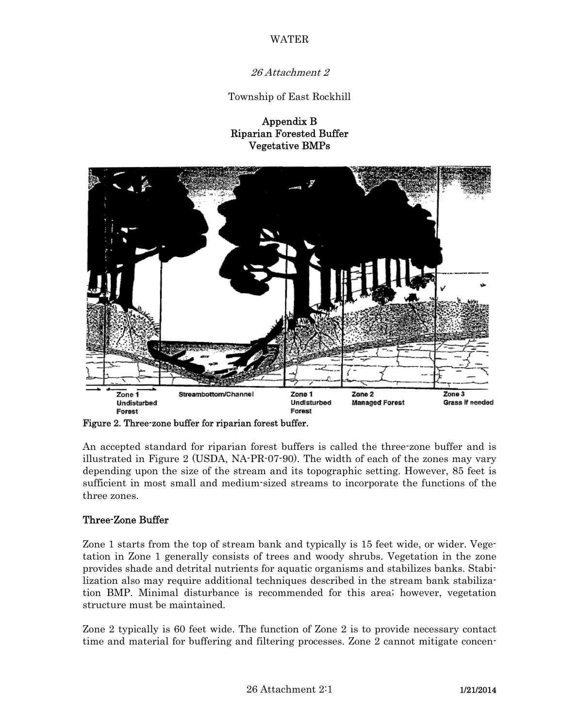WATER

*26 Attachment 2*

Township of East Rockhill

## Appendix B
## Riparian Forested Buffer
## Vegetative BMPs

**Figure 2. Three-zone buffer for riparian forest buffer.**

An accepted standard for riparian forest buffers is called the three-zone buffer and is illustrated in Figure 2 (USDA, NA-PR-07-90). The width of each of the zones may vary depending upon the size of the stream and its topographic setting. However, 85 feet is sufficient in most small and medium-sized streams to incorporate the functions of the three zones.

### Three-Zone Buffer

Zone 1 starts from the top of stream bank and typically is 15 feet wide, or wider. Vegetation in Zone 1 generally consists of trees and woody shrubs. Vegetation in the zone provides shade and detrital nutrients for aquatic organisms and stabilizes banks. Stabilization also may require additional techniques described in the stream bank stabilization BMP. Minimal disturbance is recommended for this area; however, vegetation structure must be maintained.

Zone 2 typically is 60 feet wide. The function of Zone 2 is to provide necessary contact time and material for buffering and filtering processes. Zone 2 cannot mitigate concen-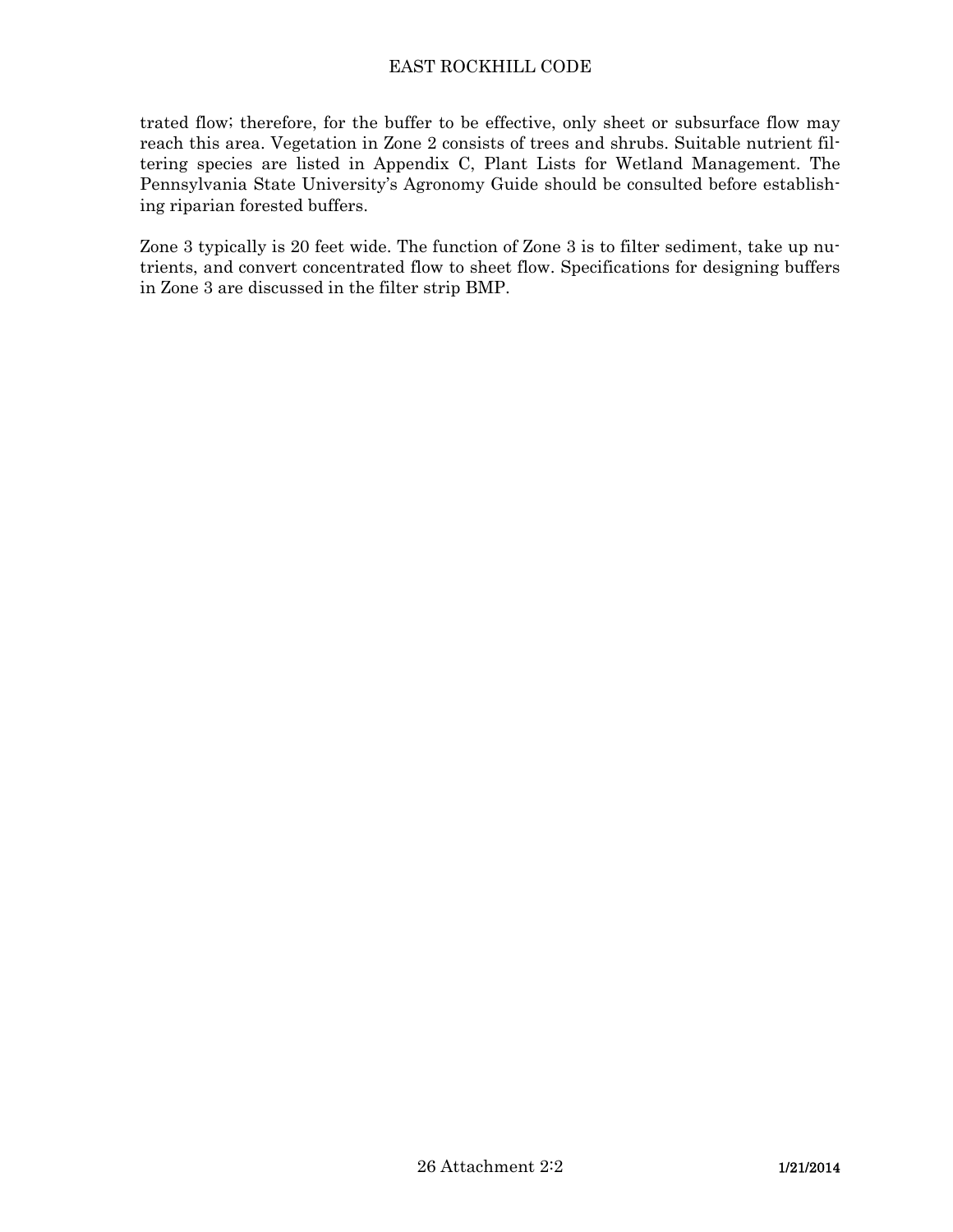trated flow; therefore, for the buffer to be effective, only sheet or subsurface flow may reach this area. Vegetation in Zone 2 consists of trees and shrubs. Suitable nutrient filtering species are listed in Appendix C, Plant Lists for Wetland Management. The Pennsylvania State University's Agronomy Guide should be consulted before establishing riparian forested buffers.

Zone 3 typically is 20 feet wide. The function of Zone 3 is to filter sediment, take up nutrients, and convert concentrated flow to sheet flow. Specifications for designing buffers in Zone 3 are discussed in the filter strip BMP.